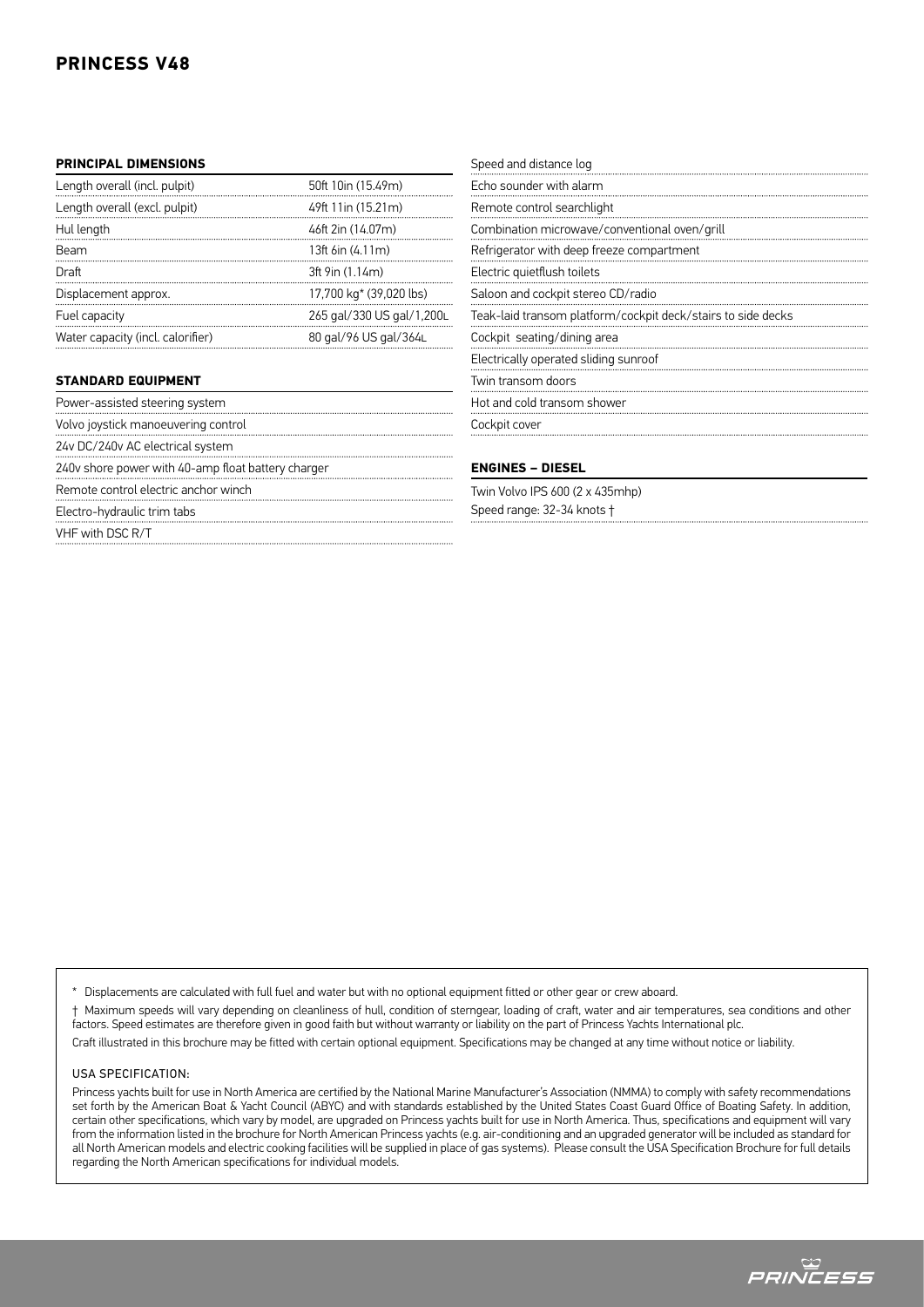# PRINCESS V48

### PRINCIPAL DIMENSIONS

| | |
|---|---|
| Length overall (incl. pulpit) | 50ft 10in (15.49m) |
| Length overall (excl. pulpit) | 49ft 11in (15.21m) |
| Hul length | 46ft 2in (14.07m) |
| Beam | 13ft 6in (4.11m) |
| Draft | 3ft 9in (1.14m) |
| Displacement approx. | 17,700 kg* (39,020 lbs) |
| Fuel capacity | 265 gal/330 US gal/1,200L |
| Water capacity (incl. calorifier) | 80 gal/96 US gal/364L |

### STANDARD EQUIPMENT

- Power-assisted steering system
- Volvo joystick manoeuvering control
- 24v DC/240v AC electrical system
- 240v shore power with 40-amp float battery charger
- Remote control electric anchor winch
- Electro-hydraulic trim tabs
- VHF with DSC R/T
- Speed and distance log
- Echo sounder with alarm
- Remote control searchlight
- Combination microwave/conventional oven/grill
- Refrigerator with deep freeze compartment
- Electric quietflush toilets
- Saloon and cockpit stereo CD/radio
- Teak-laid transom platform/cockpit deck/stairs to side decks
- Cockpit seating/dining area
- Electrically operated sliding sunroof
- Twin transom doors
- Hot and cold transom shower
- Cockpit cover

### ENGINES – DIESEL

Twin Volvo IPS 600 (2 x 435mhp)

Speed range: 32-34 knots †

\* Displacements are calculated with full fuel and water but with no optional equipment fitted or other gear or crew aboard.

† Maximum speeds will vary depending on cleanliness of hull, condition of sterngear, loading of craft, water and air temperatures, sea conditions and other factors. Speed estimates are therefore given in good faith but without warranty or liability on the part of Princess Yachts International plc.

Craft illustrated in this brochure may be fitted with certain optional equipment. Specifications may be changed at any time without notice or liability.

USA SPECIFICATION:

Princess yachts built for use in North America are certified by the National Marine Manufacturer's Association (NMMA) to comply with safety recommendations set forth by the American Boat & Yacht Council (ABYC) and with standards established by the United States Coast Guard Office of Boating Safety. In addition, certain other specifications, which vary by model, are upgraded on Princess yachts built for use in North America. Thus, specifications and equipment will vary from the information listed in the brochure for North American Princess yachts (e.g. air-conditioning and an upgraded generator will be included as standard for all North American models and electric cooking facilities will be supplied in place of gas systems). Please consult the USA Specification Brochure for full details regarding the North American specifications for individual models.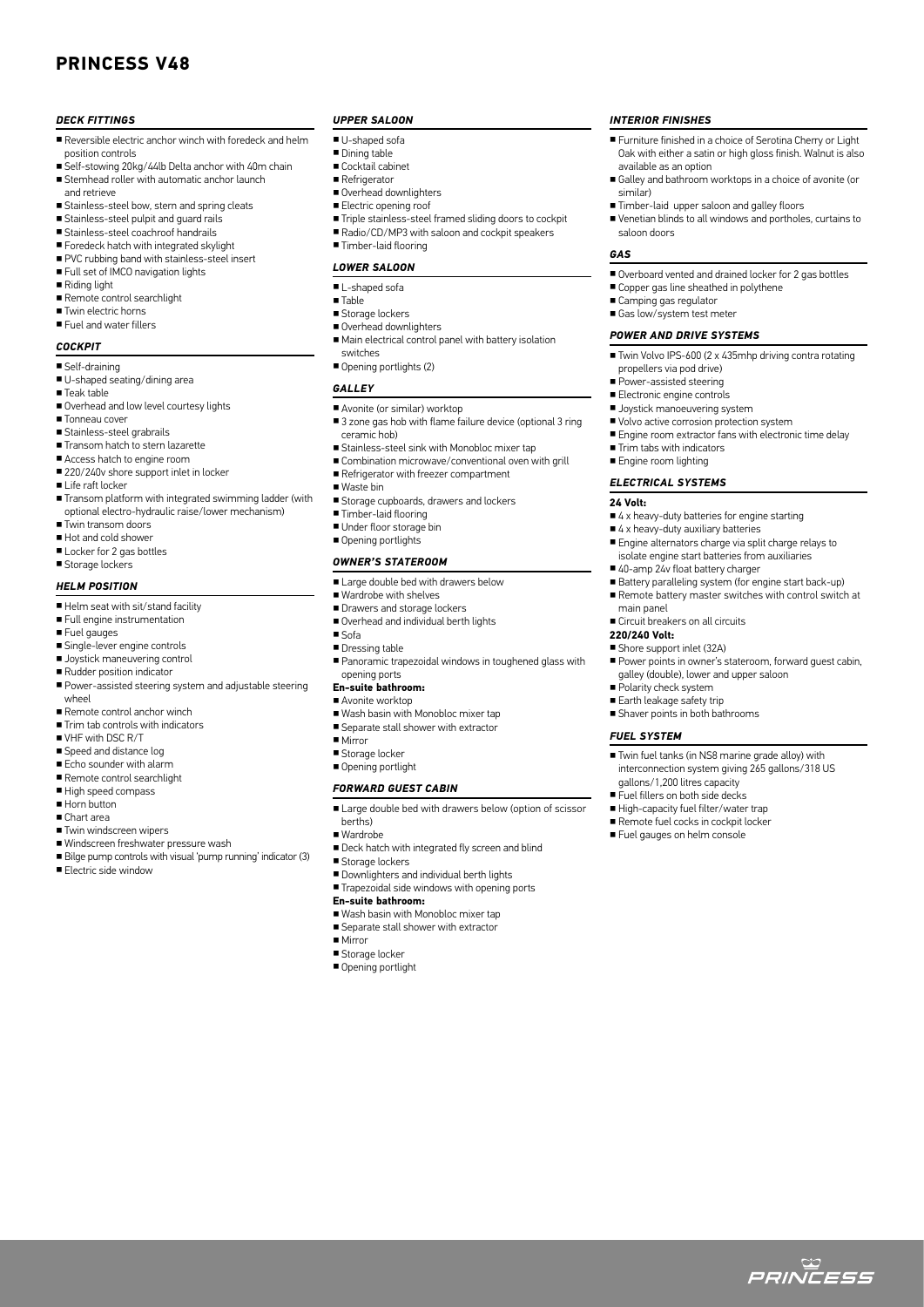# PRINCESS V48

### DECK FITTINGS

- Reversible electric anchor winch with foredeck and helm position controls
- Self-stowing 20kg/44lb Delta anchor with 40m chain
- Stemhead roller with automatic anchor launch and retrieve
- Stainless-steel bow, stern and spring cleats
- Stainless-steel pulpit and guard rails
- Stainless-steel coachroof handrails
- Foredeck hatch with integrated skylight
- PVC rubbing band with stainless-steel insert
- Full set of IMCO navigation lights
- Riding light
- Remote control searchlight
- Twin electric horns
- Fuel and water fillers

### COCKPIT

- Self-draining
- U-shaped seating/dining area
- Teak table
- Overhead and low level courtesy lights
- Tonneau cover
- Stainless-steel grabrails
- Transom hatch to stern lazarette
- Access hatch to engine room
- 220/240v shore support inlet in locker
- Life raft locker
- Transom platform with integrated swimming ladder (with optional electro-hydraulic raise/lower mechanism)
- Twin transom doors
- Hot and cold shower
- Locker for 2 gas bottles
- Storage lockers

### HELM POSITION

- Helm seat with sit/stand facility
- Full engine instrumentation
- Fuel gauges
- Single-lever engine controls
- Joystick maneuvering control
- Rudder position indicator
- Power-assisted steering system and adjustable steering wheel
- Remote control anchor winch
- Trim tab controls with indicators
- VHF with DSC R/T
- Speed and distance log
- Echo sounder with alarm
- Remote control searchlight
- High speed compass
- Horn button
- Chart area
- Twin windscreen wipers
- Windscreen freshwater pressure wash
- Bilge pump controls with visual 'pump running' indicator (3)
- Electric side window

### UPPER SALOON

- U-shaped sofa
- Dining table
- Cocktail cabinet
- Refrigerator
- Overhead downlighters
- Electric opening roof
- Triple stainless-steel framed sliding doors to cockpit
- Radio/CD/MP3 with saloon and cockpit speakers
- Timber-laid flooring

### LOWER SALOON

- L-shaped sofa
- Table
- Storage lockers
- Overhead downlighters
- Main electrical control panel with battery isolation switches
- Opening portlights (2)

### GALLEY

- Avonite (or similar) worktop
- 3 zone gas hob with flame failure device (optional 3 ring ceramic hob)
- Stainless-steel sink with Monobloc mixer tap
- Combination microwave/conventional oven with grill
- Refrigerator with freezer compartment
- Waste bin
- Storage cupboards, drawers and lockers
- Timber-laid flooring
- Under floor storage bin
- Opening portlights

### OWNER'S STATEROOM

- Large double bed with drawers below
- Wardrobe with shelves
- Drawers and storage lockers
- Overhead and individual berth lights
- Sofa
- Dressing table
- Panoramic trapezoidal windows in toughened glass with opening ports

**En-suite bathroom:**

- Avonite worktop
- Wash basin with Monobloc mixer tap
- Separate stall shower with extractor
- Mirror
- Storage locker
- Opening portlight

### FORWARD GUEST CABIN

- Large double bed with drawers below (option of scissor berths)
- Wardrobe
- Deck hatch with integrated fly screen and blind
- Storage lockers
- Downlighters and individual berth lights
- Trapezoidal side windows with opening ports

**En-suite bathroom:**

- Wash basin with Monobloc mixer tap
- Separate stall shower with extractor
- Mirror
- Storage locker
- Opening portlight

### INTERIOR FINISHES

- Furniture finished in a choice of Serotina Cherry or Light Oak with either a satin or high gloss finish. Walnut is also available as an option
- Galley and bathroom worktops in a choice of avonite (or similar)
- Timber-laid upper saloon and galley floors
- Venetian blinds to all windows and portholes, curtains to saloon doors

### GAS

- Overboard vented and drained locker for 2 gas bottles
- Copper gas line sheathed in polythene
- Camping gas regulator
- Gas low/system test meter

### POWER AND DRIVE SYSTEMS

- Twin Volvo IPS-600 (2 x 435mhp driving contra rotating propellers via pod drive)
- Power-assisted steering
- Electronic engine controls
- Joystick manoeuvering system
- Volvo active corrosion protection system
- Engine room extractor fans with electronic time delay
- Trim tabs with indicators
- Engine room lighting

### ELECTRICAL SYSTEMS

**24 Volt:**

- 4 x heavy-duty batteries for engine starting
- 4 x heavy-duty auxiliary batteries
- Engine alternators charge via split charge relays to isolate engine start batteries from auxiliaries
- 40-amp 24v float battery charger
- Battery paralleling system (for engine start back-up)
- Remote battery master switches with control switch at main panel
- Circuit breakers on all circuits

**220/240 Volt:**

- Shore support inlet (32A)
- Power points in owner's stateroom, forward guest cabin, galley (double), lower and upper saloon
- Polarity check system
- Earth leakage safety trip
- Shaver points in both bathrooms

### FUEL SYSTEM

- Twin fuel tanks (in NS8 marine grade alloy) with interconnection system giving 265 gallons/318 US gallons/1,200 litres capacity
- Fuel fillers on both side decks
- High-capacity fuel filter/water trap
- Remote fuel cocks in cockpit locker
- Fuel gauges on helm console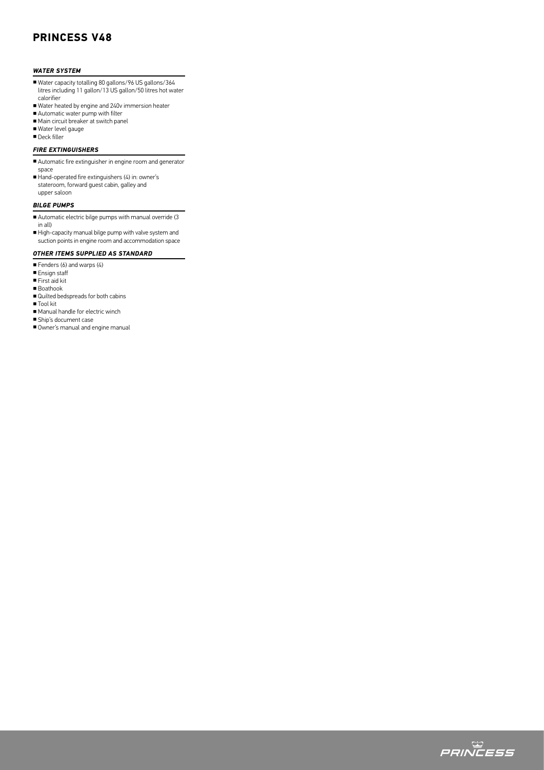# PRINCESS V48

### *WATER SYSTEM*

- Water capacity totalling 80 gallons/96 US gallons/364 litres including 11 gallon/13 US gallon/50 litres hot water calorifier
- Water heated by engine and 240v immersion heater
- Automatic water pump with filter
- Main circuit breaker at switch panel
- Water level gauge
- Deck filler

### *FIRE EXTINGUISHERS*

- Automatic fire extinguisher in engine room and generator space
- Hand-operated fire extinguishers (4) in: owner's stateroom, forward guest cabin, galley and upper saloon

### *BILGE PUMPS*

- Automatic electric bilge pumps with manual override (3 in all)
- High-capacity manual bilge pump with valve system and suction points in engine room and accommodation space

### *OTHER ITEMS SUPPLIED AS STANDARD*

- Fenders (6) and warps (4)
- Ensign staff
- First aid kit
- Boathook
- Quilted bedspreads for both cabins
- Tool kit
- Manual handle for electric winch
- Ship's document case
- Owner's manual and engine manual